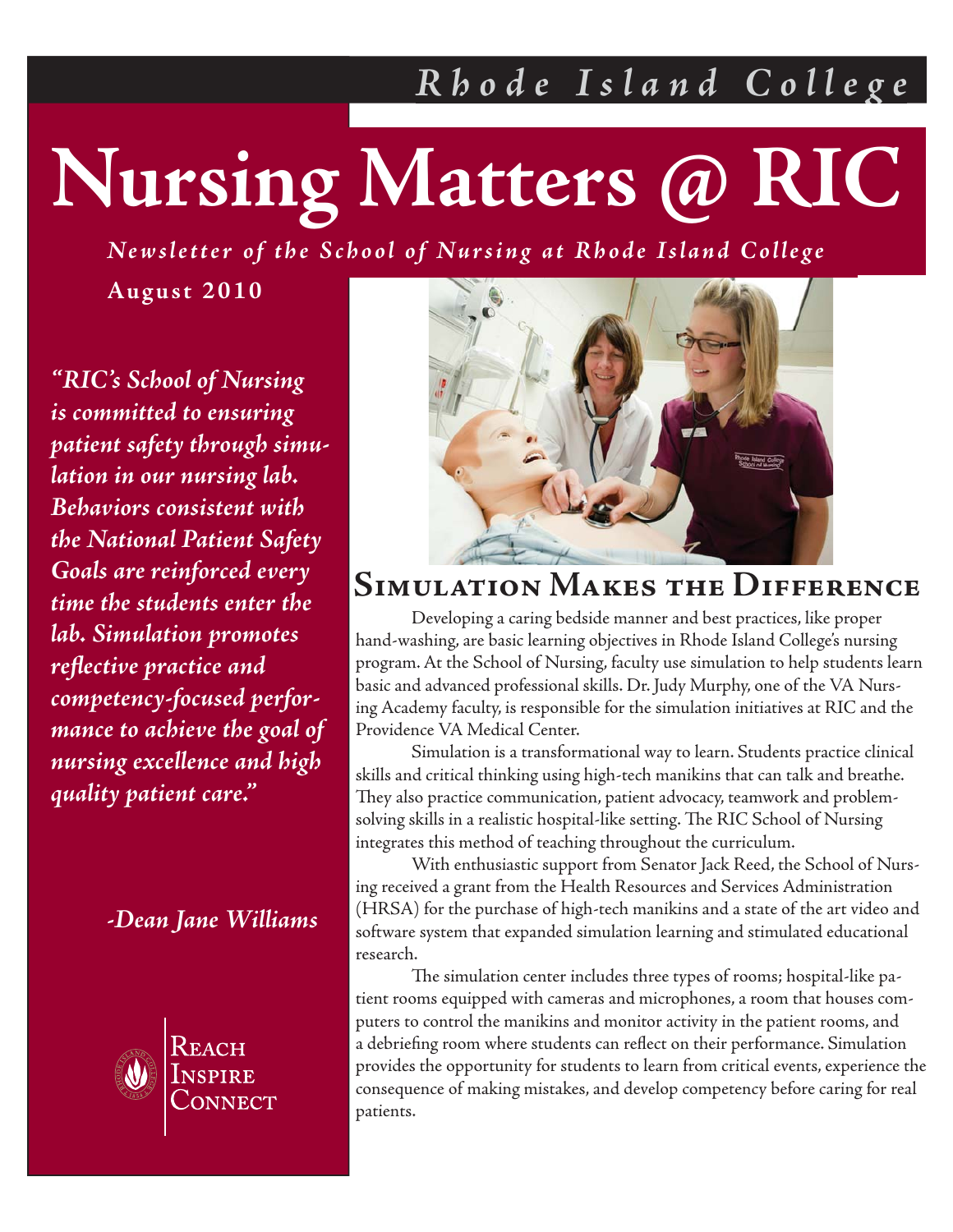*Rhode Island College*

# Nursing Matters @ RIC

*Newsletter of the School of Nursing at Rhode Island College*

**August 2010**

*"RIC's School of Nursing is committed to ensuring patient safety through simulation in our nursing lab. Behaviors consistent with the National Patient Safety Goals are reinforced every time the students enter the lab. Simulation promotes reflective practice and competency-focused performance to achieve the goal of nursing excellence and high quality patient care."*

*-Dean Jane Williams*

Reach
Inspire
Connect

## Simulation Makes the Difference

Developing a caring bedside manner and best practices, like proper hand-washing, are basic learning objectives in Rhode Island College's nursing program. At the School of Nursing, faculty use simulation to help students learn basic and advanced professional skills. Dr. Judy Murphy, one of the VA Nursing Academy faculty, is responsible for the simulation initiatives at RIC and the Providence VA Medical Center.

Simulation is a transformational way to learn. Students practice clinical skills and critical thinking using high-tech manikins that can talk and breathe. They also practice communication, patient advocacy, teamwork and problem-solving skills in a realistic hospital-like setting. The RIC School of Nursing integrates this method of teaching throughout the curriculum.

With enthusiastic support from Senator Jack Reed, the School of Nursing received a grant from the Health Resources and Services Administration (HRSA) for the purchase of high-tech manikins and a state of the art video and software system that expanded simulation learning and stimulated educational research.

The simulation center includes three types of rooms; hospital-like patient rooms equipped with cameras and microphones, a room that houses computers to control the manikins and monitor activity in the patient rooms, and a debriefing room where students can reflect on their performance. Simulation provides the opportunity for students to learn from critical events, experience the consequence of making mistakes, and develop competency before caring for real patients.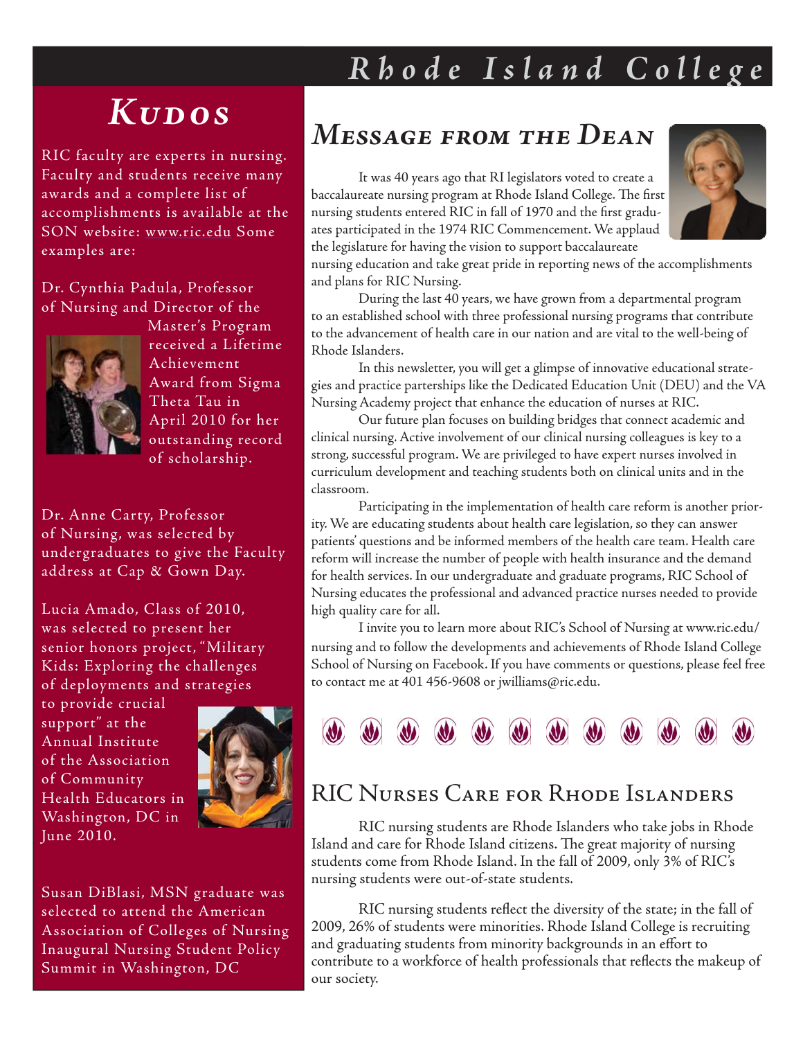# Rhode Island College

## Kudos

RIC faculty are experts in nursing. Faculty and students receive many awards and a complete list of accomplishments is available at the SON website: www.ric.edu Some examples are:

Dr. Cynthia Padula, Professor of Nursing and Director of the Master's Program received a Lifetime Achievement Award from Sigma Theta Tau in April 2010 for her outstanding record of scholarship.

Dr. Anne Carty, Professor of Nursing, was selected by undergraduates to give the Faculty address at Cap & Gown Day.

Lucia Amado, Class of 2010, was selected to present her senior honors project, "Military Kids: Exploring the challenges of deployments and strategies to provide crucial support" at the Annual Institute of the Association of Community Health Educators in Washington, DC in June 2010.

Susan DiBlasi, MSN graduate was selected to attend the American Association of Colleges of Nursing Inaugural Nursing Student Policy Summit in Washington, DC

## Message from the Dean

It was 40 years ago that RI legislators voted to create a baccalaureate nursing program at Rhode Island College. The first nursing students entered RIC in fall of 1970 and the first graduates participated in the 1974 RIC Commencement. We applaud the legislature for having the vision to support baccalaureate nursing education and take great pride in reporting news of the accomplishments and plans for RIC Nursing.

During the last 40 years, we have grown from a departmental program to an established school with three professional nursing programs that contribute to the advancement of health care in our nation and are vital to the well-being of Rhode Islanders.

In this newsletter, you will get a glimpse of innovative educational strategies and practice parterships like the Dedicated Education Unit (DEU) and the VA Nursing Academy project that enhance the education of nurses at RIC.

Our future plan focuses on building bridges that connect academic and clinical nursing. Active involvement of our clinical nursing colleagues is key to a strong, successful program. We are privileged to have expert nurses involved in curriculum development and teaching students both on clinical units and in the classroom.

Participating in the implementation of health care reform is another priority. We are educating students about health care legislation, so they can answer patients' questions and be informed members of the health care team. Health care reform will increase the number of people with health insurance and the demand for health services. In our undergraduate and graduate programs, RIC School of Nursing educates the professional and advanced practice nurses needed to provide high quality care for all.

I invite you to learn more about RIC's School of Nursing at www.ric.edu/nursing and to follow the developments and achievements of Rhode Island College School of Nursing on Facebook. If you have comments or questions, please feel free to contact me at 401 456-9608 or jwilliams@ric.edu.

## RIC Nurses Care for Rhode Islanders

RIC nursing students are Rhode Islanders who take jobs in Rhode Island and care for Rhode Island citizens. The great majority of nursing students come from Rhode Island. In the fall of 2009, only 3% of RIC's nursing students were out-of-state students.

RIC nursing students reflect the diversity of the state; in the fall of 2009, 26% of students were minorities. Rhode Island College is recruiting and graduating students from minority backgrounds in an effort to contribute to a workforce of health professionals that reflects the makeup of our society.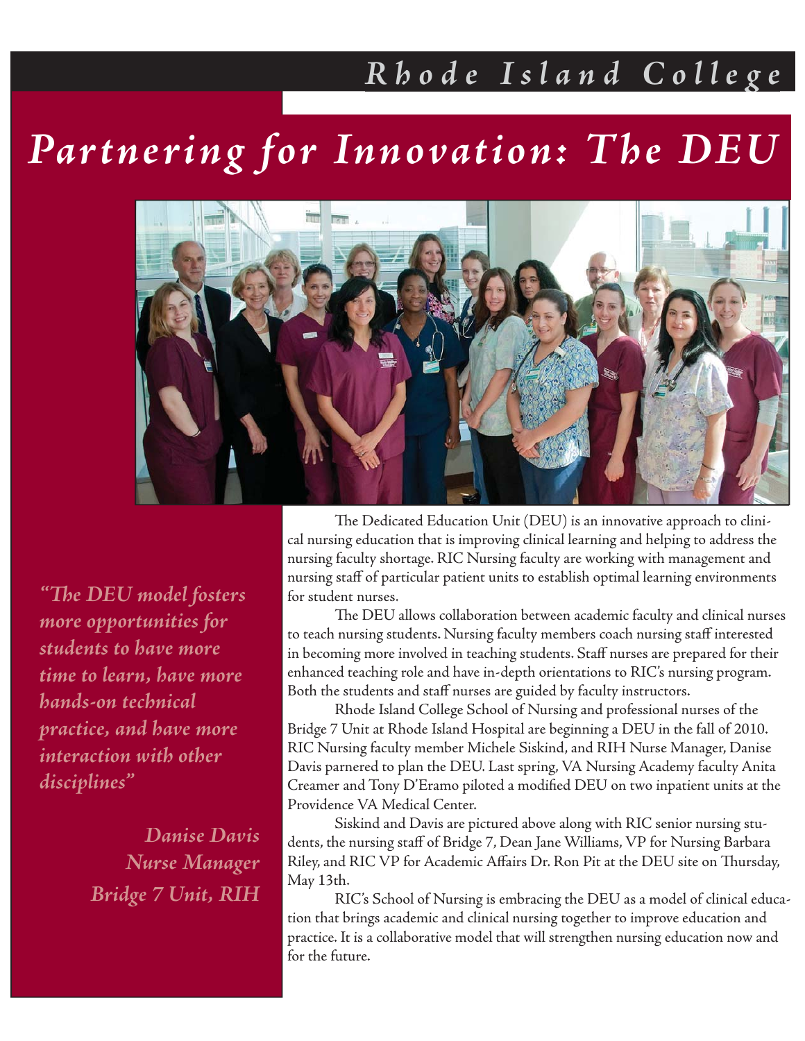# Partnering for Innovation: The DEU

> *"The DEU model fosters more opportunities for students to have more time to learn, have more hands-on technical practice, and have more interaction with other disciplines"*
>
> *Danise Davis*
> *Nurse Manager*
> *Bridge 7 Unit, RIH*

The Dedicated Education Unit (DEU) is an innovative approach to clinical nursing education that is improving clinical learning and helping to address the nursing faculty shortage. RIC Nursing faculty are working with management and nursing staff of particular patient units to establish optimal learning environments for student nurses.

The DEU allows collaboration between academic faculty and clinical nurses to teach nursing students. Nursing faculty members coach nursing staff interested in becoming more involved in teaching students. Staff nurses are prepared for their enhanced teaching role and have in-depth orientations to RIC's nursing program. Both the students and staff nurses are guided by faculty instructors.

Rhode Island College School of Nursing and professional nurses of the Bridge 7 Unit at Rhode Island Hospital are beginning a DEU in the fall of 2010. RIC Nursing faculty member Michele Siskind, and RIH Nurse Manager, Danise Davis parnered to plan the DEU. Last spring, VA Nursing Academy faculty Anita Creamer and Tony D'Eramo piloted a modified DEU on two inpatient units at the Providence VA Medical Center.

Siskind and Davis are pictured above along with RIC senior nursing students, the nursing staff of Bridge 7, Dean Jane Williams, VP for Nursing Barbara Riley, and RIC VP for Academic Affairs Dr. Ron Pit at the DEU site on Thursday, May 13th.

RIC's School of Nursing is embracing the DEU as a model of clinical education that brings academic and clinical nursing together to improve education and practice. It is a collaborative model that will strengthen nursing education now and for the future.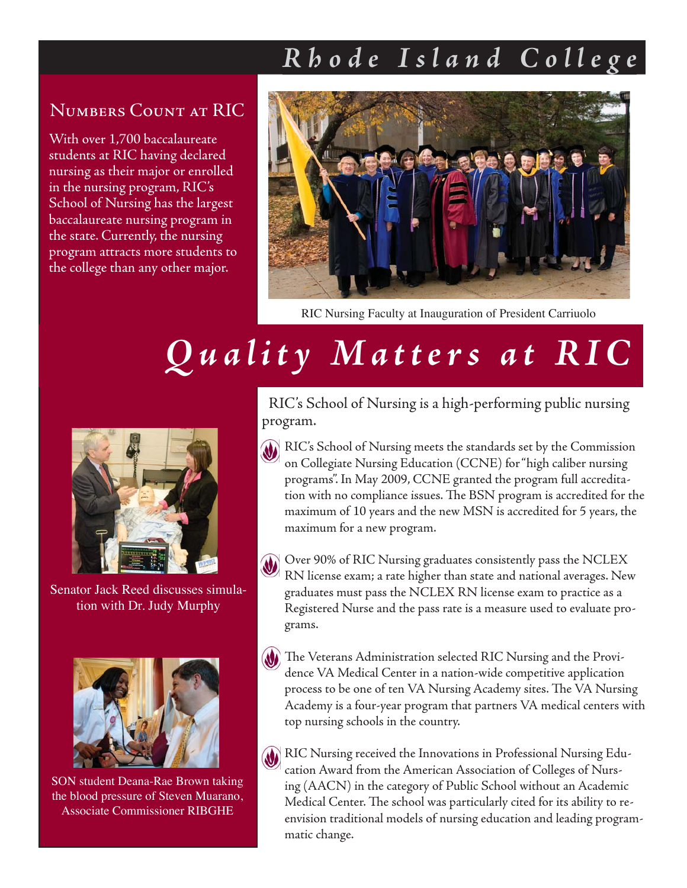# *Rhode Island College*

## Numbers Count at RIC

With over 1,700 baccalaureate students at RIC having declared nursing as their major or enrolled in the nursing program, RIC's School of Nursing has the largest baccalaureate nursing program in the state. Currently, the nursing program attracts more students to the college than any other major.

RIC Nursing Faculty at Inauguration of President Carriuolo

# *Quality Matters at RIC*

Senator Jack Reed discusses simulation with Dr. Judy Murphy

SON student Deana-Rae Brown taking the blood pressure of Steven Muarano, Associate Commissioner RIBGHE

RIC's School of Nursing is a high-performing public nursing program.

- RIC's School of Nursing meets the standards set by the Commission on Collegiate Nursing Education (CCNE) for "high caliber nursing programs". In May 2009, CCNE granted the program full accreditation with no compliance issues. The BSN program is accredited for the maximum of 10 years and the new MSN is accredited for 5 years, the maximum for a new program.

- Over 90% of RIC Nursing graduates consistently pass the NCLEX RN license exam; a rate higher than state and national averages. New graduates must pass the NCLEX RN license exam to practice as a Registered Nurse and the pass rate is a measure used to evaluate programs.

- The Veterans Administration selected RIC Nursing and the Providence VA Medical Center in a nation-wide competitive application process to be one of ten VA Nursing Academy sites. The VA Nursing Academy is a four-year program that partners VA medical centers with top nursing schools in the country.

- RIC Nursing received the Innovations in Professional Nursing Education Award from the American Association of Colleges of Nursing (AACN) in the category of Public School without an Academic Medical Center. The school was particularly cited for its ability to re-envision traditional models of nursing education and leading programmatic change.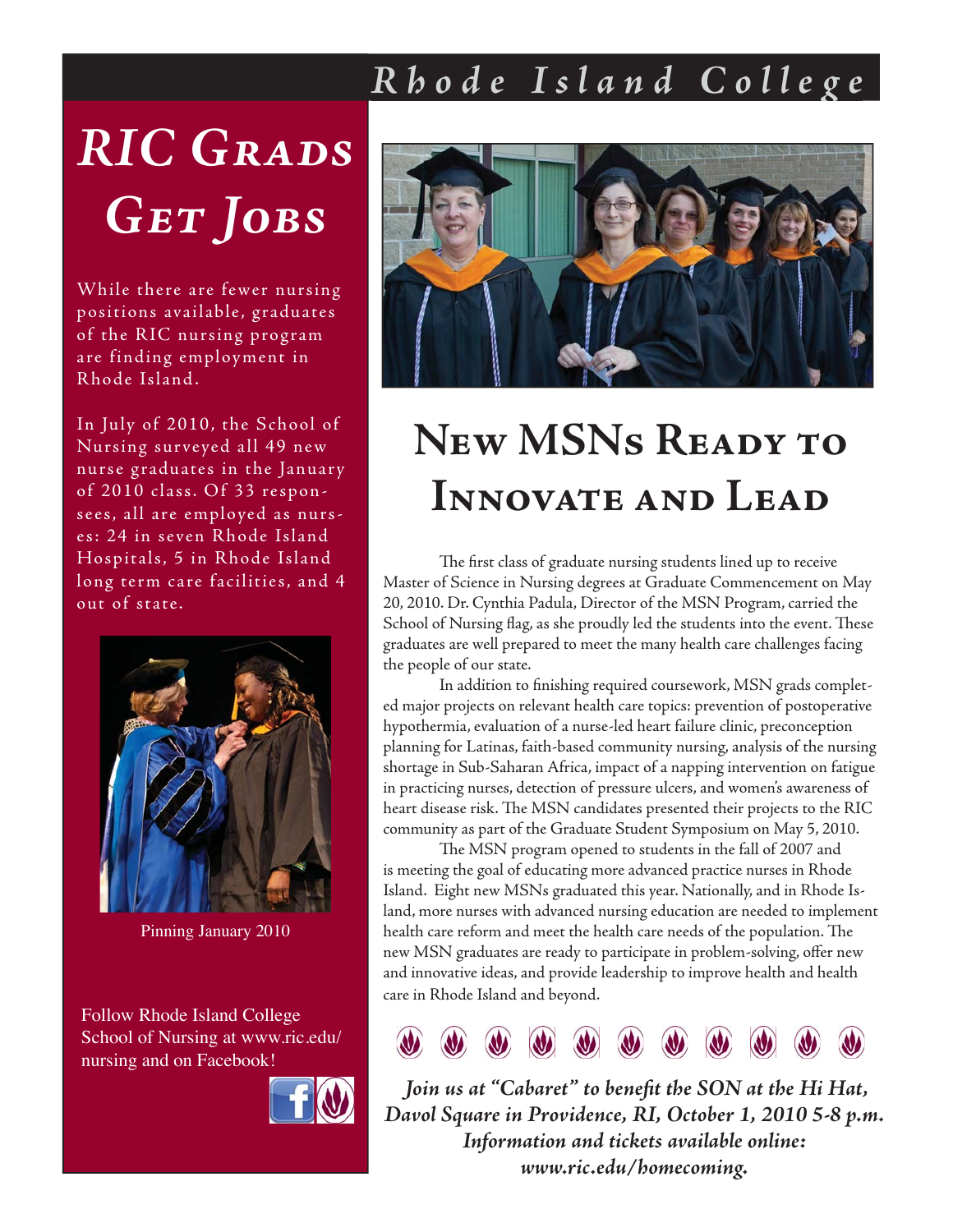# RIC Grads Get Jobs

While there are fewer nursing positions available, graduates of the RIC nursing program are finding employment in Rhode Island.

In July of 2010, the School of Nursing surveyed all 49 new nurse graduates in the January of 2010 class. Of 33 respon-sees, all are employed as nurs-es: 24 in seven Rhode Island Hospitals, 5 in Rhode Island long term care facilities, and 4 out of state.

Pinning January 2010

Follow Rhode Island College School of Nursing at www.ric.edu/nursing and on Facebook!

# New MSNs Ready to Innovate and Lead

The first class of graduate nursing students lined up to receive Master of Science in Nursing degrees at Graduate Commencement on May 20, 2010. Dr. Cynthia Padula, Director of the MSN Program, carried the School of Nursing flag, as she proudly led the students into the event. These graduates are well prepared to meet the many health care challenges facing the people of our state.

In addition to finishing required coursework, MSN grads complet-ed major projects on relevant health care topics: prevention of postoperative hypothermia, evaluation of a nurse-led heart failure clinic, preconception planning for Latinas, faith-based community nursing, analysis of the nursing shortage in Sub-Saharan Africa, impact of a napping intervention on fatigue in practicing nurses, detection of pressure ulcers, and women's awareness of heart disease risk. The MSN candidates presented their projects to the RIC community as part of the Graduate Student Symposium on May 5, 2010.

The MSN program opened to students in the fall of 2007 and is meeting the goal of educating more advanced practice nurses in Rhode Island. Eight new MSNs graduated this year. Nationally, and in Rhode Is-land, more nurses with advanced nursing education are needed to implement health care reform and meet the health care needs of the population. The new MSN graduates are ready to participate in problem-solving, offer new and innovative ideas, and provide leadership to improve health and health care in Rhode Island and beyond.

***Join us at "Cabaret" to benefit the SON at the Hi Hat, Davol Square in Providence, RI, October 1, 2010 5-8 p.m. Information and tickets available online: www.ric.edu/homecoming.***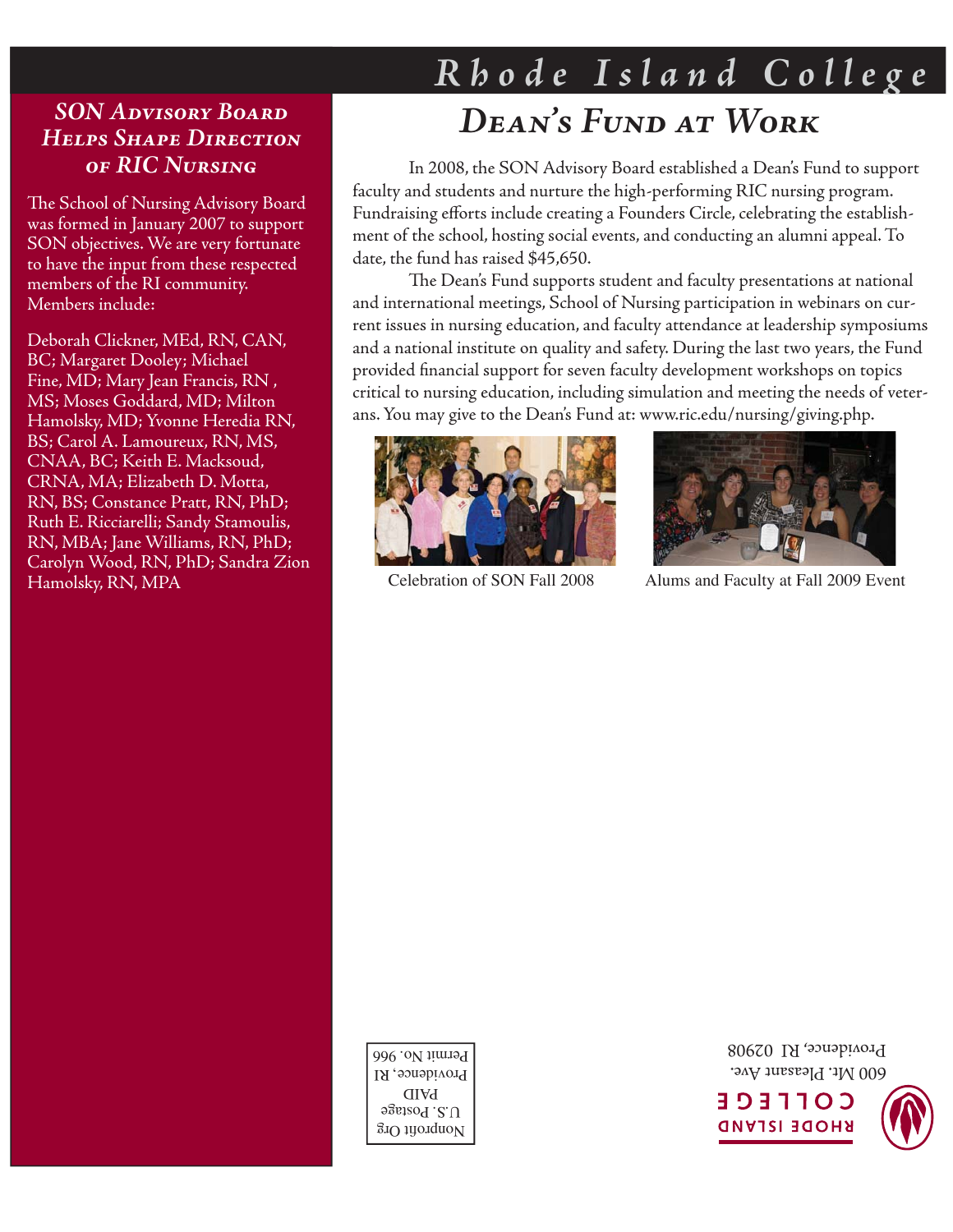## SON Advisory Board Helps Shape Direction of RIC Nursing

The School of Nursing Advisory Board was formed in January 2007 to support SON objectives. We are very fortunate to have the input from these respected members of the RI community. Members include:

Deborah Clickner, MEd, RN, CAN, BC; Margaret Dooley; Michael Fine, MD; Mary Jean Francis, RN , MS; Moses Goddard, MD; Milton Hamolsky, MD; Yvonne Heredia RN, BS; Carol A. Lamoureux, RN, MS, CNAA, BC; Keith E. Macksoud, CRNA, MA; Elizabeth D. Motta, RN, BS; Constance Pratt, RN, PhD; Ruth E. Ricciarelli; Sandy Stamoulis, RN, MBA; Jane Williams, RN, PhD; Carolyn Wood, RN, PhD; Sandra Zion Hamolsky, RN, MPA

## Dean's Fund at Work

In 2008, the SON Advisory Board established a Dean's Fund to support faculty and students and nurture the high-performing RIC nursing program. Fundraising efforts include creating a Founders Circle, celebrating the establishment of the school, hosting social events, and conducting an alumni appeal. To date, the fund has raised $45,650.

The Dean's Fund supports student and faculty presentations at national and international meetings, School of Nursing participation in webinars on current issues in nursing education, and faculty attendance at leadership symposiums and a national institute on quality and safety. During the last two years, the Fund provided financial support for seven faculty development workshops on topics critical to nursing education, including simulation and meeting the needs of veterans. You may give to the Dean's Fund at: www.ric.edu/nursing/giving.php.

Celebration of SON Fall 2008

Alums and Faculty at Fall 2009 Event

Rhode Island College
600 Mt. Pleasant Ave.
Providence, RI 02908

Nonprofit Org
U.S. Postage
PAID
Providence, RI
Permit No. 966